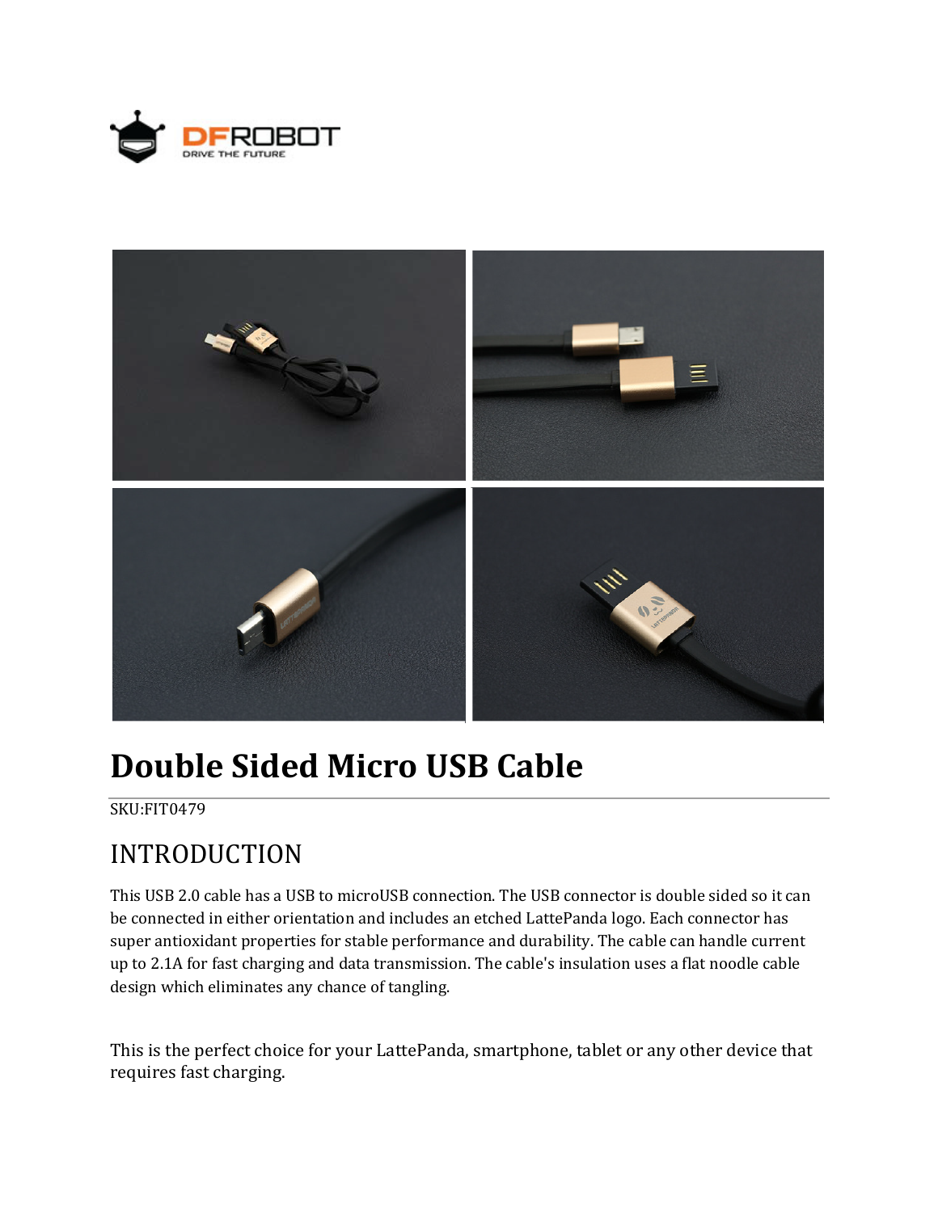# Double Sided Micro USB Cable

SKU:FIT0479

## INTRODUCTION

This USB 2.0 cable has a USB to microUSB connection. The USB connector is double sided so it can be connected in either orientation and includes an etched LattePanda logo. Each connector has super antioxidant properties for stable performance and durability. The cable can handle current up to 2.1A for fast charging and data transmission. The cable's insulation uses a flat noodle cable design which eliminates any chance of tangling.

This is the perfect choice for your LattePanda, smartphone, tablet or any other device that requires fast charging.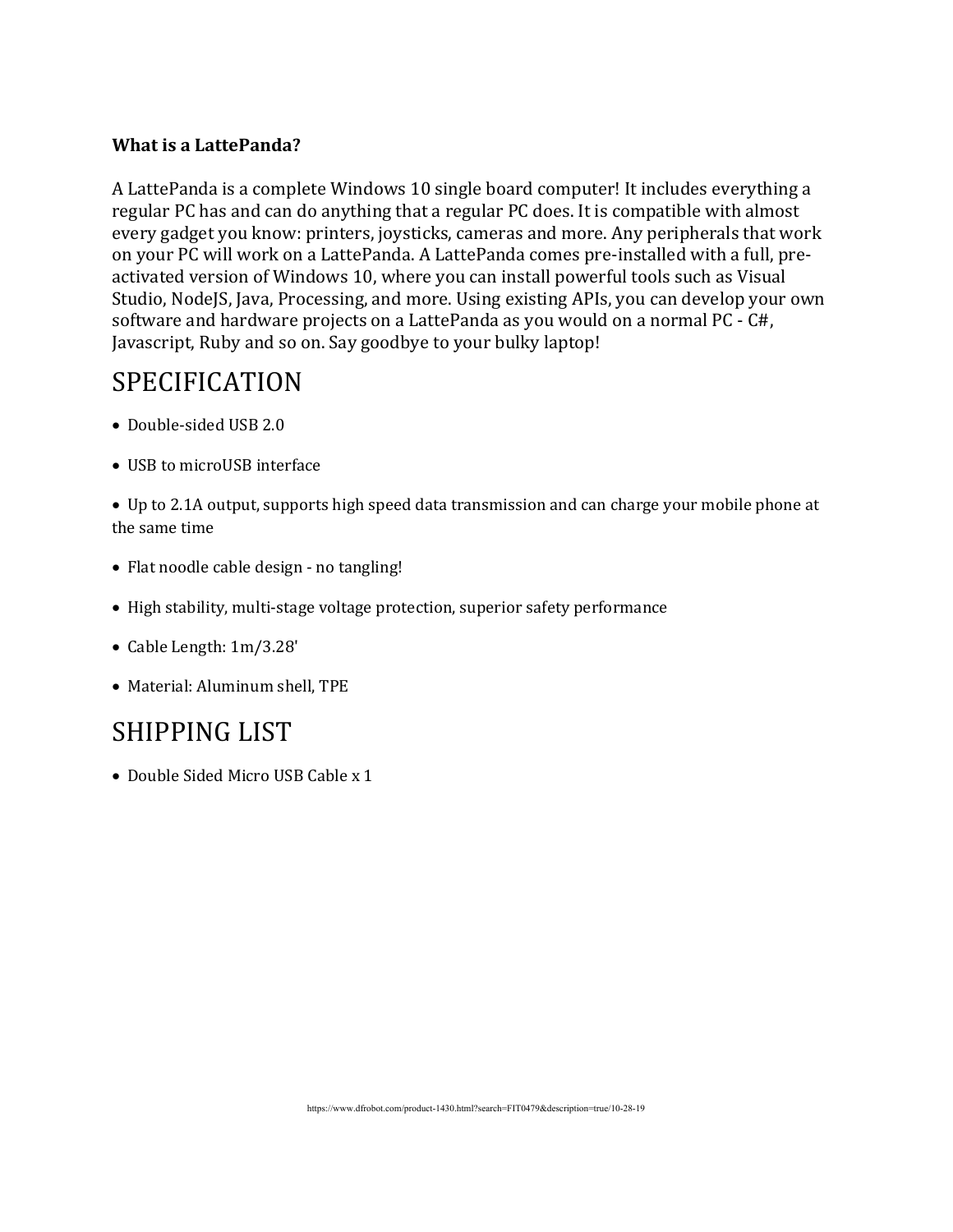**What is a LattePanda?**

A LattePanda is a complete Windows 10 single board computer! It includes everything a regular PC has and can do anything that a regular PC does. It is compatible with almost every gadget you know: printers, joysticks, cameras and more. Any peripherals that work on your PC will work on a LattePanda. A LattePanda comes pre-installed with a full, pre-activated version of Windows 10, where you can install powerful tools such as Visual Studio, NodeJS, Java, Processing, and more. Using existing APIs, you can develop your own software and hardware projects on a LattePanda as you would on a normal PC - C#, Javascript, Ruby and so on. Say goodbye to your bulky laptop!

# SPECIFICATION

- Double-sided USB 2.0
- USB to microUSB interface
- Up to 2.1A output, supports high speed data transmission and can charge your mobile phone at the same time
- Flat noodle cable design - no tangling!
- High stability, multi-stage voltage protection, superior safety performance
- Cable Length: 1m/3.28'
- Material: Aluminum shell, TPE

# SHIPPING LIST

- Double Sided Micro USB Cable x 1